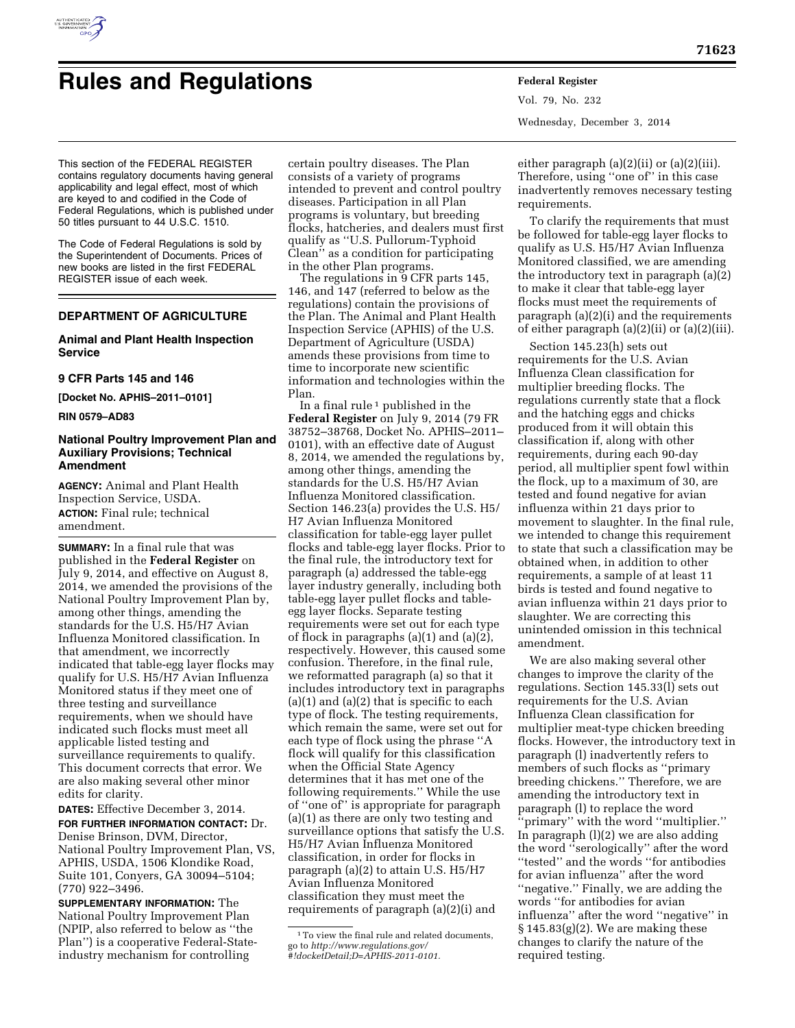# Rules and Regulations

This section of the FEDERAL REGISTER contains regulatory documents having general applicability and legal effect, most of which are keyed to and codified in the Code of Federal Regulations, which is published under 50 titles pursuant to 44 U.S.C. 1510.

The Code of Federal Regulations is sold by the Superintendent of Documents. Prices of new books are listed in the first FEDERAL REGISTER issue of each week.

## DEPARTMENT OF AGRICULTURE

### Animal and Plant Health Inspection Service

### 9 CFR Parts 145 and 146

**[Docket No. APHIS–2011–0101]**

**RIN 0579–AD83**

### National Poultry Improvement Plan and Auxiliary Provisions; Technical Amendment

**AGENCY:** Animal and Plant Health Inspection Service, USDA.

**ACTION:** Final rule; technical amendment.

**SUMMARY:** In a final rule that was published in the **Federal Register** on July 9, 2014, and effective on August 8, 2014, we amended the provisions of the National Poultry Improvement Plan by, among other things, amending the standards for the U.S. H5/H7 Avian Influenza Monitored classification. In that amendment, we incorrectly indicated that table-egg layer flocks may qualify for U.S. H5/H7 Avian Influenza Monitored status if they meet one of three testing and surveillance requirements, when we should have indicated such flocks must meet all applicable listed testing and surveillance requirements to qualify. This document corrects that error. We are also making several other minor edits for clarity.

**DATES:** Effective December 3, 2014.

**FOR FURTHER INFORMATION CONTACT:** Dr. Denise Brinson, DVM, Director, National Poultry Improvement Plan, VS, APHIS, USDA, 1506 Klondike Road, Suite 101, Conyers, GA 30094–5104; (770) 922–3496.

**SUPPLEMENTARY INFORMATION:** The National Poultry Improvement Plan (NPIP, also referred to below as "the Plan") is a cooperative Federal-State-industry mechanism for controlling certain poultry diseases. The Plan consists of a variety of programs intended to prevent and control poultry diseases. Participation in all Plan programs is voluntary, but breeding flocks, hatcheries, and dealers must first qualify as "U.S. Pullorum-Typhoid Clean" as a condition for participating in the other Plan programs.

The regulations in 9 CFR parts 145, 146, and 147 (referred to below as the regulations) contain the provisions of the Plan. The Animal and Plant Health Inspection Service (APHIS) of the U.S. Department of Agriculture (USDA) amends these provisions from time to time to incorporate new scientific information and technologies within the Plan.

In a final rule[1] published in the **Federal Register** on July 9, 2014 (79 FR 38752–38768, Docket No. APHIS–2011–0101), with an effective date of August 8, 2014, we amended the regulations by, among other things, amending the standards for the U.S. H5/H7 Avian Influenza Monitored classification. Section 146.23(a) provides the U.S. H5/H7 Avian Influenza Monitored classification for table-egg layer pullet flocks and table-egg layer flocks. Prior to the final rule, the introductory text for paragraph (a) addressed the table-egg layer industry generally, including both table-egg layer pullet flocks and table-egg layer flocks. Separate testing requirements were set out for each type of flock in paragraphs (a)(1) and (a)(2), respectively. However, this caused some confusion. Therefore, in the final rule, we reformatted paragraph (a) so that it includes introductory text in paragraphs (a)(1) and (a)(2) that is specific to each type of flock. The testing requirements, which remain the same, were set out for each type of flock using the phrase "A flock will qualify for this classification when the Official State Agency determines that it has met one of the following requirements." While the use of "one of" is appropriate for paragraph (a)(1) as there are only two testing and surveillance options that satisfy the U.S. H5/H7 Avian Influenza Monitored classification, in order for flocks in paragraph (a)(2) to attain U.S. H5/H7 Avian Influenza Monitored classification they must meet the requirements of paragraph (a)(2)(i) and either paragraph (a)(2)(ii) or (a)(2)(iii). Therefore, using "one of" in this case inadvertently removes necessary testing requirements.

To clarify the requirements that must be followed for table-egg layer flocks to qualify as U.S. H5/H7 Avian Influenza Monitored classified, we are amending the introductory text in paragraph (a)(2) to make it clear that table-egg layer flocks must meet the requirements of paragraph (a)(2)(i) and the requirements of either paragraph (a)(2)(ii) or (a)(2)(iii).

Section 145.23(h) sets out requirements for the U.S. Avian Influenza Clean classification for multiplier breeding flocks. The regulations currently state that a flock and the hatching eggs and chicks produced from it will obtain this classification if, along with other requirements, during each 90-day period, all multiplier spent fowl within the flock, up to a maximum of 30, are tested and found negative for avian influenza within 21 days prior to movement to slaughter. In the final rule, we intended to change this requirement to state that such a classification may be obtained when, in addition to other requirements, a sample of at least 11 birds is tested and found negative to avian influenza within 21 days prior to slaughter. We are correcting this unintended omission in this technical amendment.

We are also making several other changes to improve the clarity of the regulations. Section 145.33(l) sets out requirements for the U.S. Avian Influenza Clean classification for multiplier meat-type chicken breeding flocks. However, the introductory text in paragraph (l) inadvertently refers to members of such flocks as "primary breeding chickens." Therefore, we are amending the introductory text in paragraph (l) to replace the word "primary" with the word "multiplier." In paragraph (l)(2) we are also adding the word "serologically" after the word "tested" and the words "for antibodies for avian influenza" after the word "negative." Finally, we are adding the words "for antibodies for avian influenza" after the word "negative" in § 145.83(g)(2). We are making these changes to clarify the nature of the required testing.

[1] To view the final rule and related documents, go to *http://www.regulations.gov/#!docketDetail;D=APHIS-2011-0101*.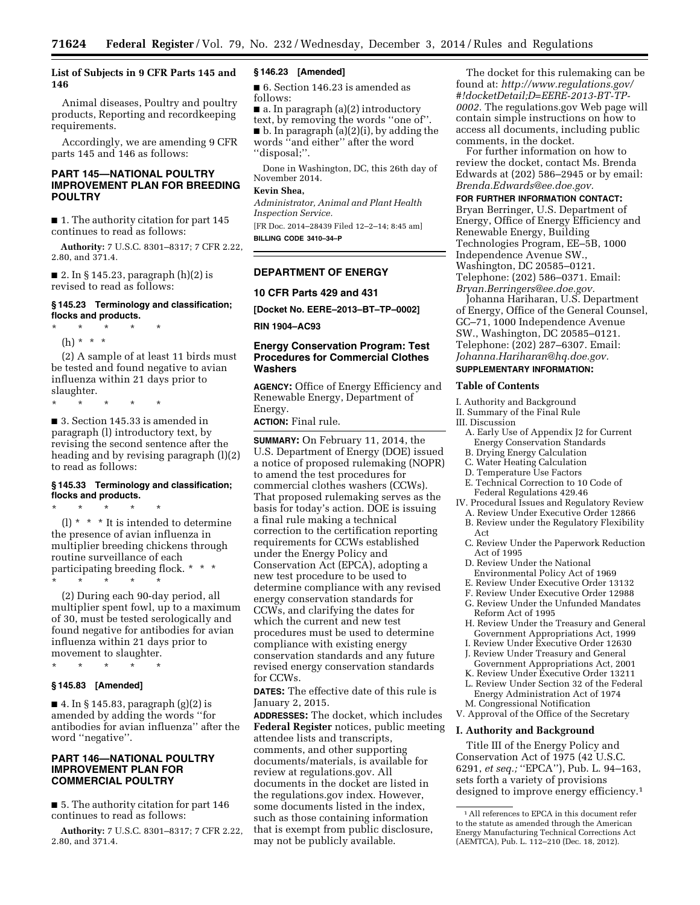## List of Subjects in 9 CFR Parts 145 and 146

Animal diseases, Poultry and poultry products, Reporting and recordkeeping requirements.

Accordingly, we are amending 9 CFR parts 145 and 146 as follows:

## PART 145—NATIONAL POULTRY IMPROVEMENT PLAN FOR BREEDING POULTRY

■ 1. The authority citation for part 145 continues to read as follows:

**Authority:** 7 U.S.C. 8301–8317; 7 CFR 2.22, 2.80, and 371.4.

■ 2. In § 145.23, paragraph (h)(2) is revised to read as follows:

### § 145.23 Terminology and classification; flocks and products.

\* \* \* \* \*

(h) \* \* \*

(2) A sample of at least 11 birds must be tested and found negative to avian influenza within 21 days prior to slaughter.

\* \* \* \* \*

■ 3. Section 145.33 is amended in paragraph (l) introductory text, by revising the second sentence after the heading and by revising paragraph (l)(2) to read as follows:

### § 145.33 Terminology and classification; flocks and products.

\* \* \* \* \*

(l) \* \* \* It is intended to determine the presence of avian influenza in multiplier breeding chickens through routine surveillance of each participating breeding flock. \* \* \*

\* \* \* \* \*

(2) During each 90-day period, all multiplier spent fowl, up to a maximum of 30, must be tested serologically and found negative for antibodies for avian influenza within 21 days prior to movement to slaughter.

\* \* \* \* \*

### § 145.83 [Amended]

■ 4. In § 145.83, paragraph (g)(2) is amended by adding the words "for antibodies for avian influenza" after the word "negative".

## PART 146—NATIONAL POULTRY IMPROVEMENT PLAN FOR COMMERCIAL POULTRY

■ 5. The authority citation for part 146 continues to read as follows:

**Authority:** 7 U.S.C. 8301–8317; 7 CFR 2.22, 2.80, and 371.4.

### § 146.23 [Amended]

■ 6. Section 146.23 is amended as follows:

■ a. In paragraph (a)(2) introductory text, by removing the words "one of".

■ b. In paragraph (a)(2)(i), by adding the words "and either" after the word "disposal;".

Done in Washington, DC, this 26th day of November 2014.

**Kevin Shea,**

*Administrator, Animal and Plant Health Inspection Service.*

[FR Doc. 2014–28439 Filed 12–2–14; 8:45 am]

**BILLING CODE 3410–34–P**

---

## DEPARTMENT OF ENERGY

### 10 CFR Parts 429 and 431

**[Docket No. EERE–2013–BT–TP–0002]**

**RIN 1904–AC93**

### Energy Conservation Program: Test Procedures for Commercial Clothes Washers

**AGENCY:** Office of Energy Efficiency and Renewable Energy, Department of Energy.

**ACTION:** Final rule.

**SUMMARY:** On February 11, 2014, the U.S. Department of Energy (DOE) issued a notice of proposed rulemaking (NOPR) to amend the test procedures for commercial clothes washers (CCWs). That proposed rulemaking serves as the basis for today's action. DOE is issuing a final rule making a technical correction to the certification reporting requirements for CCWs established under the Energy Policy and Conservation Act (EPCA), adopting a new test procedure to be used to determine compliance with any revised energy conservation standards for CCWs, and clarifying the dates for which the current and new test procedures must be used to determine compliance with existing energy conservation standards and any future revised energy conservation standards for CCWs.

**DATES:** The effective date of this rule is January 2, 2015.

**ADDRESSES:** The docket, which includes **Federal Register** notices, public meeting attendee lists and transcripts, comments, and other supporting documents/materials, is available for review at regulations.gov. All documents in the docket are listed in the regulations.gov index. However, some documents listed in the index, such as those containing information that is exempt from public disclosure, may not be publicly available.

The docket for this rulemaking can be found at: *http://www.regulations.gov/#!docketDetail;D=EERE-2013-BT-TP-0002.* The regulations.gov Web page will contain simple instructions on how to access all documents, including public comments, in the docket.

For further information on how to review the docket, contact Ms. Brenda Edwards at (202) 586–2945 or by email: *Brenda.Edwards@ee.doe.gov.*

**FOR FURTHER INFORMATION CONTACT:** Bryan Berringer, U.S. Department of Energy, Office of Energy Efficiency and Renewable Energy, Building Technologies Program, EE–5B, 1000 Independence Avenue SW., Washington, DC 20585–0121. Telephone: (202) 586–0371. Email: *Bryan.Berringers@ee.doe.gov.*

Johanna Hariharan, U.S. Department of Energy, Office of the General Counsel, GC–71, 1000 Independence Avenue SW., Washington, DC 20585–0121. Telephone: (202) 287–6307. Email: *Johanna.Hariharan@hq.doe.gov.*

**SUPPLEMENTARY INFORMATION:**

### Table of Contents

I. Authority and Background
II. Summary of the Final Rule
III. Discussion
  A. Early Use of Appendix J2 for Current Energy Conservation Standards
  B. Drying Energy Calculation
  C. Water Heating Calculation
  D. Temperature Use Factors
  E. Technical Correction to 10 Code of Federal Regulations 429.46
IV. Procedural Issues and Regulatory Review
  A. Review Under Executive Order 12866
  B. Review under the Regulatory Flexibility Act
  C. Review Under the Paperwork Reduction Act of 1995
  D. Review Under the National Environmental Policy Act of 1969
  E. Review Under Executive Order 13132
  F. Review Under Executive Order 12988
  G. Review Under the Unfunded Mandates Reform Act of 1995
  H. Review Under the Treasury and General Government Appropriations Act, 1999
  I. Review Under Executive Order 12630
  J. Review Under Treasury and General Government Appropriations Act, 2001
  K. Review Under Executive Order 13211
  L. Review Under Section 32 of the Federal Energy Administration Act of 1974
  M. Congressional Notification
V. Approval of the Office of the Secretary

### I. Authority and Background

Title III of the Energy Policy and Conservation Act of 1975 (42 U.S.C. 6291, *et seq.;* "EPCA"), Pub. L. 94–163, sets forth a variety of provisions designed to improve energy efficiency.[1]

[1] All references to EPCA in this document refer to the statute as amended through the American Energy Manufacturing Technical Corrections Act (AEMTCA), Pub. L. 112–210 (Dec. 18, 2012).